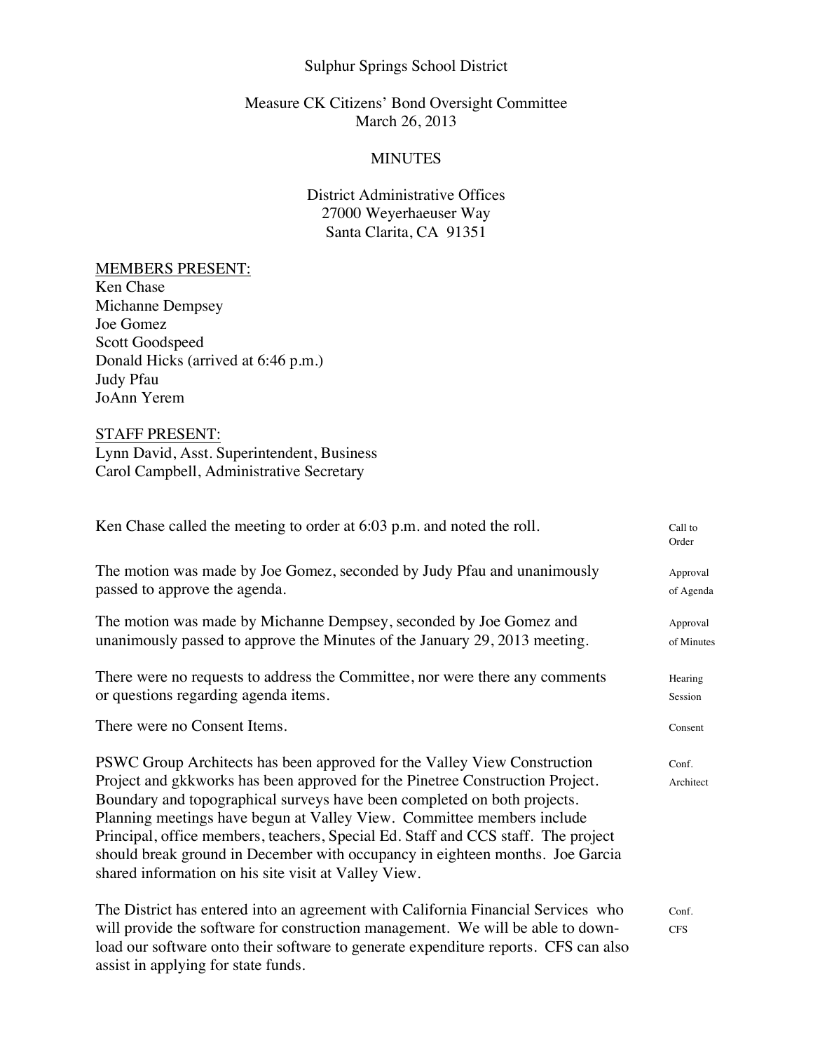Sulphur Springs School District

Measure CK Citizens' Bond Oversight Committee
March 26, 2013

MINUTES

District Administrative Offices
27000 Weyerhaeuser Way
Santa Clarita, CA 91351

<u>MEMBERS PRESENT:</u>
Ken Chase
Michanne Dempsey
Joe Gomez
Scott Goodspeed
Donald Hicks (arrived at 6:46 p.m.)
Judy Pfau
JoAnn Yerem

<u>STAFF PRESENT:</u>
Lynn David, Asst. Superintendent, Business
Carol Campbell, Administrative Secretary

| | |
|---|---|
| Ken Chase called the meeting to order at 6:03 p.m. and noted the roll. | Call to Order |
| The motion was made by Joe Gomez, seconded by Judy Pfau and unanimously passed to approve the agenda. | Approval of Agenda |
| The motion was made by Michanne Dempsey, seconded by Joe Gomez and unanimously passed to approve the Minutes of the January 29, 2013 meeting. | Approval of Minutes |
| There were no requests to address the Committee, nor were there any comments or questions regarding agenda items. | Hearing Session |
| There were no Consent Items. | Consent |
| PSWC Group Architects has been approved for the Valley View Construction Project and gkkworks has been approved for the Pinetree Construction Project. Boundary and topographical surveys have been completed on both projects. Planning meetings have begun at Valley View. Committee members include Principal, office members, teachers, Special Ed. Staff and CCS staff. The project should break ground in December with occupancy in eighteen months. Joe Garcia shared information on his site visit at Valley View. | Conf. Architect |
| The District has entered into an agreement with California Financial Services who will provide the software for construction management. We will be able to download our software onto their software to generate expenditure reports. CFS can also assist in applying for state funds. | Conf. CFS |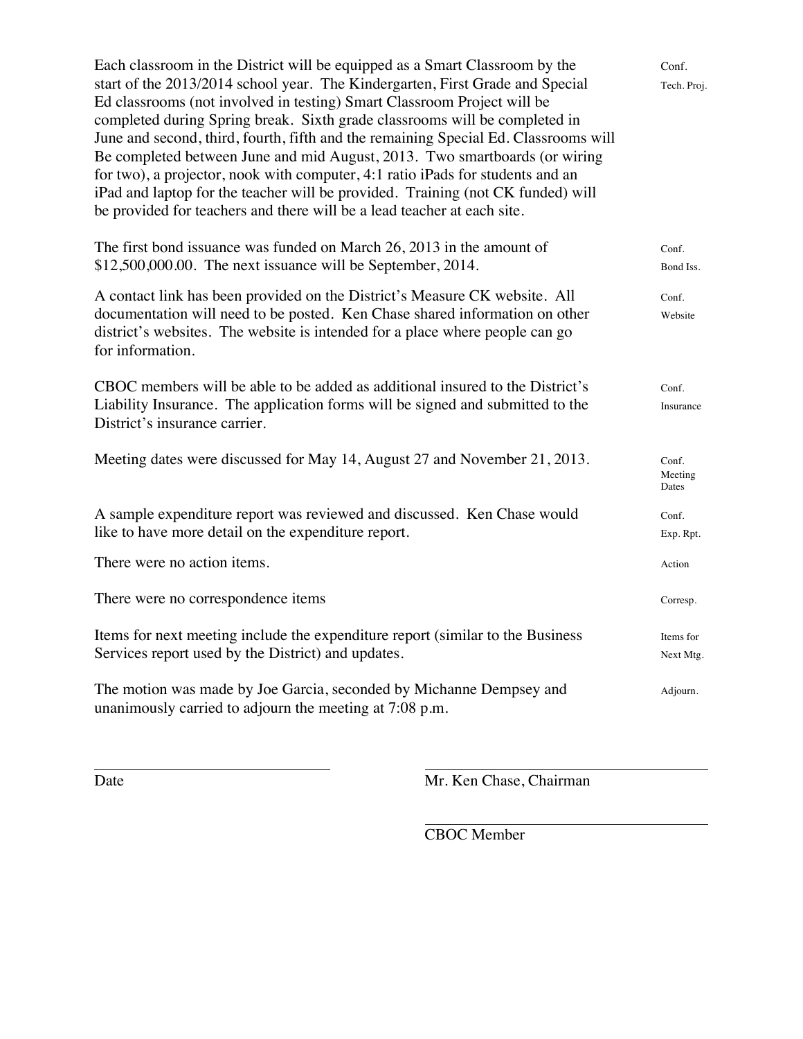Each classroom in the District will be equipped as a Smart Classroom by the start of the 2013/2014 school year. The Kindergarten, First Grade and Special Ed classrooms (not involved in testing) Smart Classroom Project will be completed during Spring break. Sixth grade classrooms will be completed in June and second, third, fourth, fifth and the remaining Special Ed. Classrooms will Be completed between June and mid August, 2013. Two smartboards (or wiring for two), a projector, nook with computer, 4:1 ratio iPads for students and an iPad and laptop for the teacher will be provided. Training (not CK funded) will be provided for teachers and there will be a lead teacher at each site. — Conf. Tech. Proj.

The first bond issuance was funded on March 26, 2013 in the amount of $12,500,000.00. The next issuance will be September, 2014. — Conf. Bond Iss.

A contact link has been provided on the District's Measure CK website. All documentation will need to be posted. Ken Chase shared information on other district's websites. The website is intended for a place where people can go for information. — Conf. Website

CBOC members will be able to be added as additional insured to the District's Liability Insurance. The application forms will be signed and submitted to the District's insurance carrier. — Conf. Insurance

Meeting dates were discussed for May 14, August 27 and November 21, 2013. — Conf. Meeting Dates

A sample expenditure report was reviewed and discussed. Ken Chase would like to have more detail on the expenditure report. — Conf. Exp. Rpt.

There were no action items. — Action

There were no correspondence items — Corresp.

Items for next meeting include the expenditure report (similar to the Business Services report used by the District) and updates. — Items for Next Mtg.

The motion was made by Joe Garcia, seconded by Michanne Dempsey and unanimously carried to adjourn the meeting at 7:08 p.m. — Adjourn.

_____________________________ Date

_____________________________ Mr. Ken Chase, Chairman

_____________________________ CBOC Member